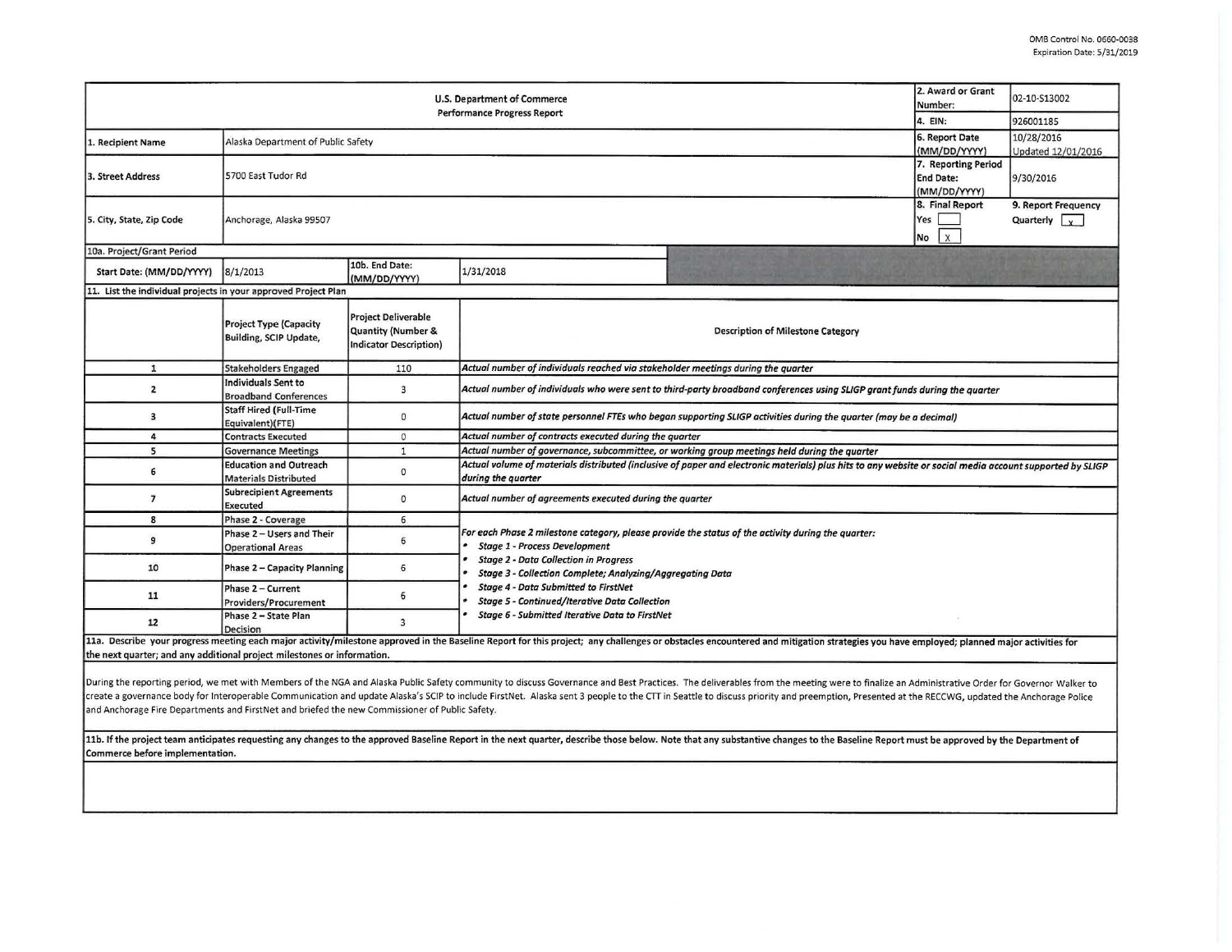OMB Control No. 0660-0038
Expiration Date: 5/31/2019

| U.S. Department of Commerce Performance Progress Report | | | | 2. Award or Grant Number: | 02-10-S13002 |
|---|---|---|---|---|---|
| | | | | 4. EIN: | 926001185 |
| 1. Recipient Name | Alaska Department of Public Safety | | | 6. Report Date (MM/DD/YYYY) | 10/28/2016 Updated 12/01/2016 |
| 3. Street Address | 5700 East Tudor Rd | | | 7. Reporting Period End Date: (MM/DD/YYYY) | 9/30/2016 |
| 5. City, State, Zip Code | Anchorage, Alaska 99507 | | | 8. Final Report Yes [ ] No [X] | 9. Report Frequency Quarterly [X] |
| 10a. Project/Grant Period | | | | | |
| Start Date: (MM/DD/YYYY) | 8/1/2013 | 10b. End Date: (MM/DD/YYYY) | 1/31/2018 | | |

11. List the individual projects in your approved Project Plan

| | Project Type (Capacity Building, SCIP Update, | Project Deliverable Quantity (Number & Indicator Description) | Description of Milestone Category |
|---|---|---|---|
| 1 | Stakeholders Engaged | 110 | *Actual number of individuals reached via stakeholder meetings during the quarter* |
| 2 | Individuals Sent to Broadband Conferences | 3 | *Actual number of individuals who were sent to third-party broadband conferences using SLIGP grant funds during the quarter* |
| 3 | Staff Hired (Full-Time Equivalent)(FTE) | 0 | *Actual number of state personnel FTEs who began supporting SLIGP activities during the quarter (may be a decimal)* |
| 4 | Contracts Executed | 0 | *Actual number of contracts executed during the quarter* |
| 5 | Governance Meetings | 1 | *Actual number of governance, subcommittee, or working group meetings held during the quarter* |
| 6 | Education and Outreach Materials Distributed | 0 | *Actual volume of materials distributed (inclusive of paper and electronic materials) plus hits to any website or social media account supported by SLIGP during the quarter* |
| 7 | Subrecipient Agreements Executed | 0 | *Actual number of agreements executed during the quarter* |
| 8 | Phase 2 - Coverage | 6 | *For each Phase 2 milestone category, please provide the status of the activity during the quarter:* • *Stage 1 - Process Development* • *Stage 2 - Data Collection in Progress* • *Stage 3 - Collection Complete; Analyzing/Aggregating Data* • *Stage 4 - Data Submitted to FirstNet* • *Stage 5 - Continued/Iterative Data Collection* • *Stage 6 - Submitted Iterative Data to FirstNet* |
| 9 | Phase 2 – Users and Their Operational Areas | 6 | |
| 10 | Phase 2 – Capacity Planning | 6 | |
| 11 | Phase 2 – Current Providers/Procurement | 6 | |
| 12 | Phase 2 – State Plan Decision | 3 | |

11a. Describe your progress meeting each major activity/milestone approved in the Baseline Report for this project; any challenges or obstacles encountered and mitigation strategies you have employed; planned major activities for the next quarter; and any additional project milestones or information.

During the reporting period, we met with Members of the NGA and Alaska Public Safety community to discuss Governance and Best Practices. The deliverables from the meeting were to finalize an Administrative Order for Governor Walker to create a governance body for Interoperable Communication and update Alaska's SCIP to include FirstNet. Alaska sent 3 people to the CTT in Seattle to discuss priority and preemption, Presented at the RECCWG, updated the Anchorage Police and Anchorage Fire Departments and FirstNet and briefed the new Commissioner of Public Safety.

11b. If the project team anticipates requesting any changes to the approved Baseline Report in the next quarter, describe those below. Note that any substantive changes to the Baseline Report must be approved by the Department of Commerce before implementation.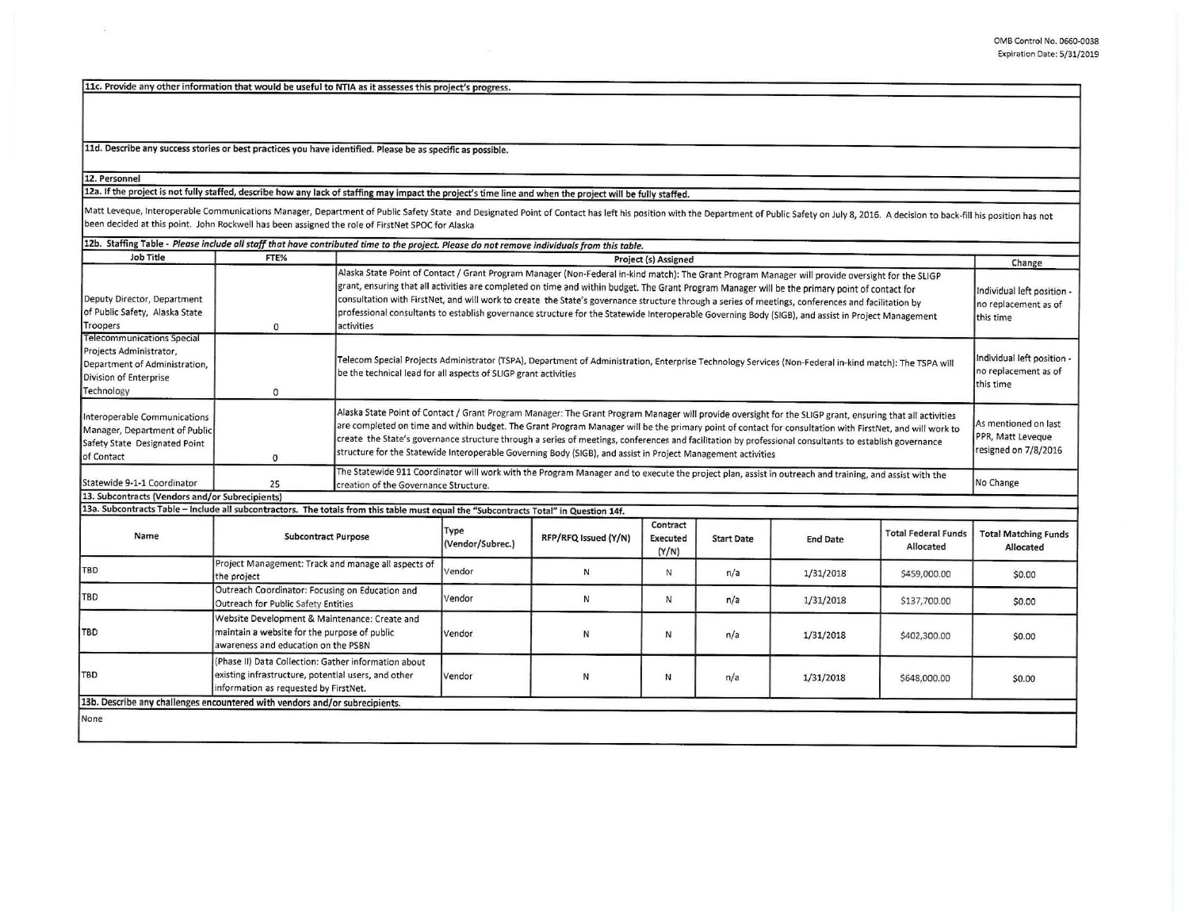**11c. Provide any other information that would be useful to NTIA as it assesses this project's progress.**

**11d. Describe any success stories or best practices you have identified. Please be as specific as possible.**

**12. Personnel**

**12a. If the project is not fully staffed, describe how any lack of staffing may impact the project's time line and when the project will be fully staffed.**

Matt Leveque, Interoperable Communications Manager, Department of Public Safety State and Designated Point of Contact has left his position with the Department of Public Safety on July 8, 2016. A decision to back-fill his position has not been decided at this point. John Rockwell has been assigned the role of FirstNet SPOC for Alaska

**12b. Staffing Table** - *Please include all staff that have contributed time to the project. Please do not remove individuals from this table.*

| Job Title | FTE% | Project (s) Assigned | Change |
|---|---|---|---|
| Deputy Director, Department of Public Safety, Alaska State Troopers | 0 | Alaska State Point of Contact / Grant Program Manager (Non-Federal in-kind match): The Grant Program Manager will provide oversight for the SLIGP grant, ensuring that all activities are completed on time and within budget. The Grant Program Manager will be the primary point of contact for consultation with FirstNet, and will work to create the State's governance structure through a series of meetings, conferences and facilitation by professional consultants to establish governance structure for the Statewide Interoperable Governing Body (SIGB), and assist in Project Management activities | Individual left position - no replacement as of this time |
| Telecommunications Special Projects Administrator, Department of Administration, Division of Enterprise Technology | 0 | Telecom Special Projects Administrator (TSPA), Department of Administration, Enterprise Technology Services (Non-Federal in-kind match): The TSPA will be the technical lead for all aspects of SLIGP grant activities | Individual left position - no replacement as of this time |
| Interoperable Communications Manager, Department of Public Safety State Designated Point of Contact | 0 | Alaska State Point of Contact / Grant Program Manager: The Grant Program Manager will provide oversight for the SLIGP grant, ensuring that all activities are completed on time and within budget. The Grant Program Manager will be the primary point of contact for consultation with FirstNet, and will work to create the State's governance structure through a series of meetings, conferences and facilitation by professional consultants to establish governance structure for the Statewide Interoperable Governing Body (SIGB), and assist in Project Management activities | As mentioned on last PPR, Matt Leveque resigned on 7/8/2016 |
| Statewide 9-1-1 Coordinator | 25 | The Statewide 911 Coordinator will work with the Program Manager and to execute the project plan, assist in outreach and training, and assist with the creation of the Governance Structure. | No Change |

**13. Subcontracts (Vendors and/or Subrecipients)**

**13a. Subcontracts Table – Include all subcontractors. The totals from this table must equal the "Subcontracts Total" in Question 14f.**

| Name | Subcontract Purpose | Type (Vendor/Subrec.) | RFP/RFQ Issued (Y/N) | Contract Executed (Y/N) | Start Date | End Date | Total Federal Funds Allocated | Total Matching Funds Allocated |
|---|---|---|---|---|---|---|---|---|
| TBD | Project Management: Track and manage all aspects of the project | Vendor | N | N | n/a | 1/31/2018 | $459,000.00 | $0.00 |
| TBD | Outreach Coordinator: Focusing on Education and Outreach for Public Safety Entities | Vendor | N | N | n/a | 1/31/2018 | $137,700.00 | $0.00 |
| TBD | Website Development & Maintenance: Create and maintain a website for the purpose of public awareness and education on the PSBN | Vendor | N | N | n/a | 1/31/2018 | $402,300.00 | $0.00 |
| TBD | (Phase II) Data Collection: Gather information about existing infrastructure, potential users, and other information as requested by FirstNet. | Vendor | N | N | n/a | 1/31/2018 | $648,000.00 | $0.00 |

**13b. Describe any challenges encountered with vendors and/or subrecipients.**

None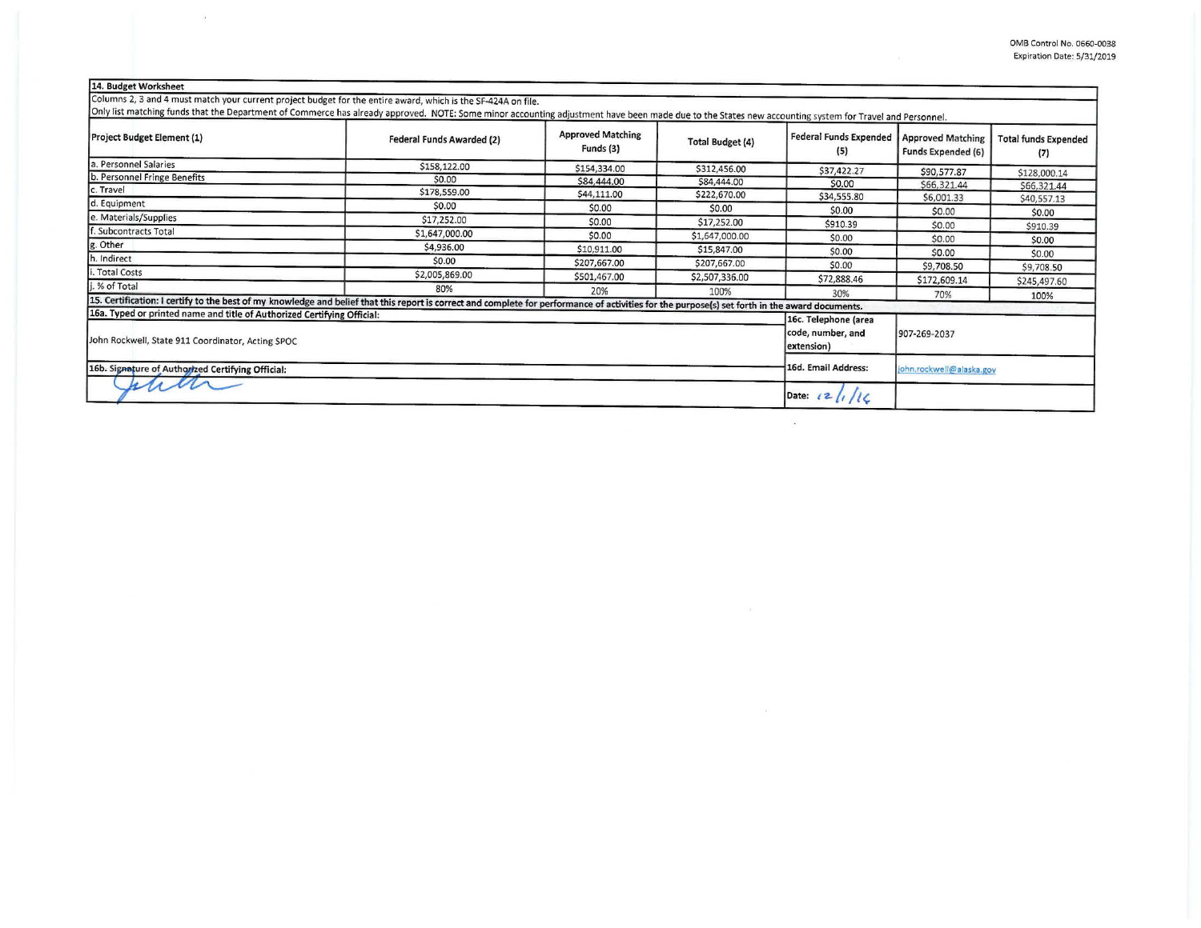OMB Control No. 0660-0038
Expiration Date: 5/31/2019

**14. Budget Worksheet**

Columns 2, 3 and 4 must match your current project budget for the entire award, which is the SF-424A on file.
Only list matching funds that the Department of Commerce has already approved. NOTE: Some minor accounting adjustment have been made due to the States new accounting system for Travel and Personnel.

| Project Budget Element (1) | Federal Funds Awarded (2) | Approved Matching Funds (3) | Total Budget (4) | Federal Funds Expended (5) | Approved Matching Funds Expended (6) | Total funds Expended (7) |
|---|---|---|---|---|---|---|
| a. Personnel Salaries | $158,122.00 | $154,334.00 | $312,456.00 | $37,422.27 | $90,577.87 | $128,000.14 |
| b. Personnel Fringe Benefits | $0.00 | $84,444.00 | $84,444.00 | $0.00 | $66,321.44 | $66,321.44 |
| c. Travel | $178,559.00 | $44,111.00 | $222,670.00 | $34,555.80 | $6,001.33 | $40,557.13 |
| d. Equipment | $0.00 | $0.00 | $0.00 | $0.00 | $0.00 | $0.00 |
| e. Materials/Supplies | $17,252.00 | $0.00 | $17,252.00 | $910.39 | $0.00 | $910.39 |
| f. Subcontracts Total | $1,647,000.00 | $0.00 | $1,647,000.00 | $0.00 | $0.00 | $0.00 |
| g. Other | $4,936.00 | $10,911.00 | $15,847.00 | $0.00 | $0.00 | $0.00 |
| h. Indirect | $0.00 | $207,667.00 | $207,667.00 | $0.00 | $9,708.50 | $9,708.50 |
| i. Total Costs | $2,005,869.00 | $501,467.00 | $2,507,336.00 | $72,888.46 | $172,609.14 | $245,497.60 |
| j. % of Total | 80% | 20% | 100% | 30% | 70% | 100% |

**15. Certification: I certify to the best of my knowledge and belief that this report is correct and complete for performance of activities for the purpose(s) set forth in the award documents.**

| | | |
|---|---|---|
| **16a. Typed or printed name and title of Authorized Certifying Official:** John Rockwell, State 911 Coordinator, Acting SPOC | 16c. Telephone (area code, number, and extension) | 907-269-2037 |
| **16b. Signature of Authorized Certifying Official:** John | 16d. Email Address: | john.rockwell@alaska.gov |
| | Date: 12/1/16 | |